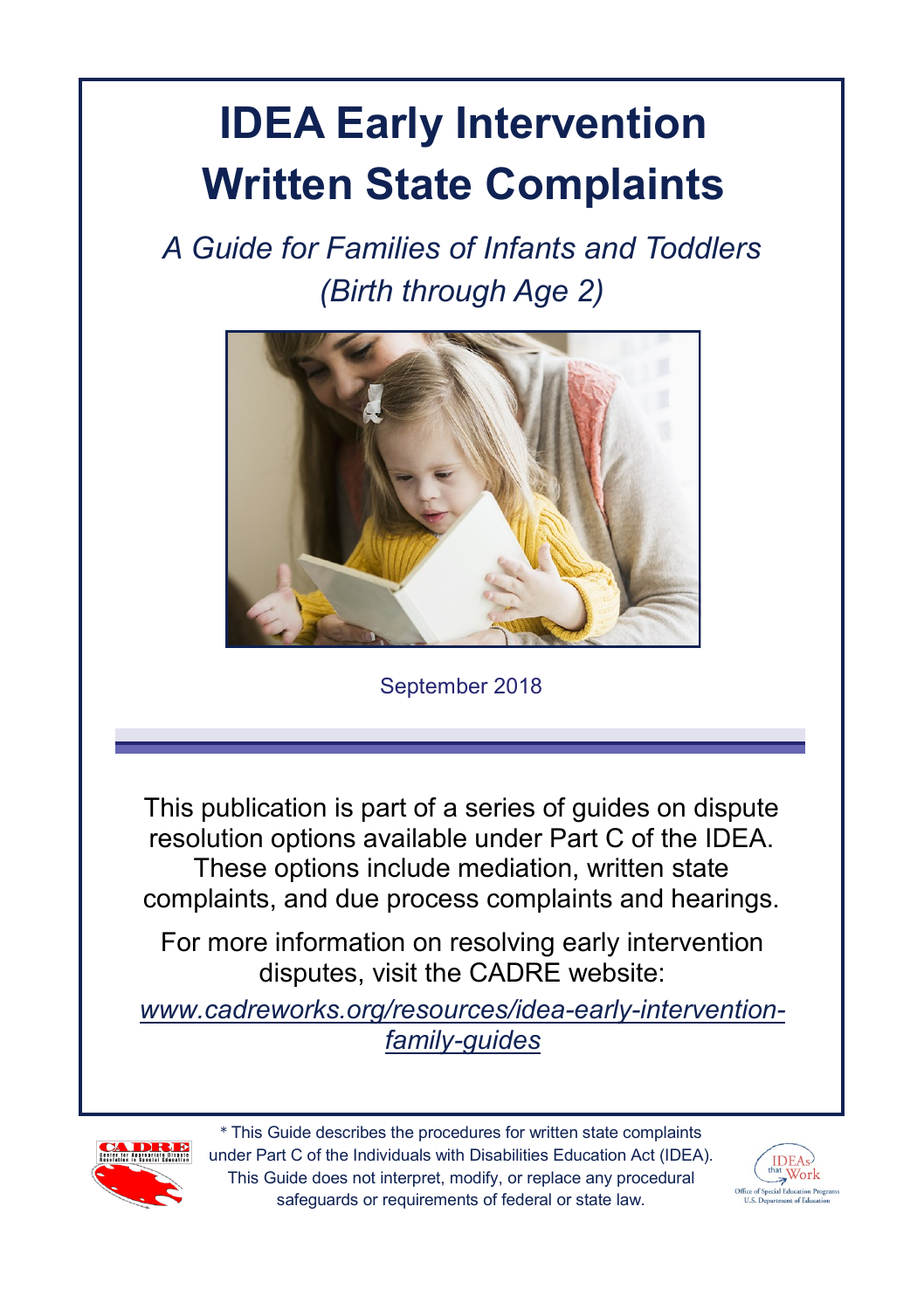# IDEA Early Intervention Written State Complaints

*A Guide for Families of Infants and Toddlers (Birth through Age 2)*

September 2018

This publication is part of a series of guides on dispute resolution options available under Part C of the IDEA. These options include mediation, written state complaints, and due process complaints and hearings.

For more information on resolving early intervention disputes, visit the CADRE website:

*www.cadreworks.org/resources/idea-early-intervention-family-guides*

* This Guide describes the procedures for written state complaints under Part C of the Individuals with Disabilities Education Act (IDEA). This Guide does not interpret, modify, or replace any procedural safeguards or requirements of federal or state law.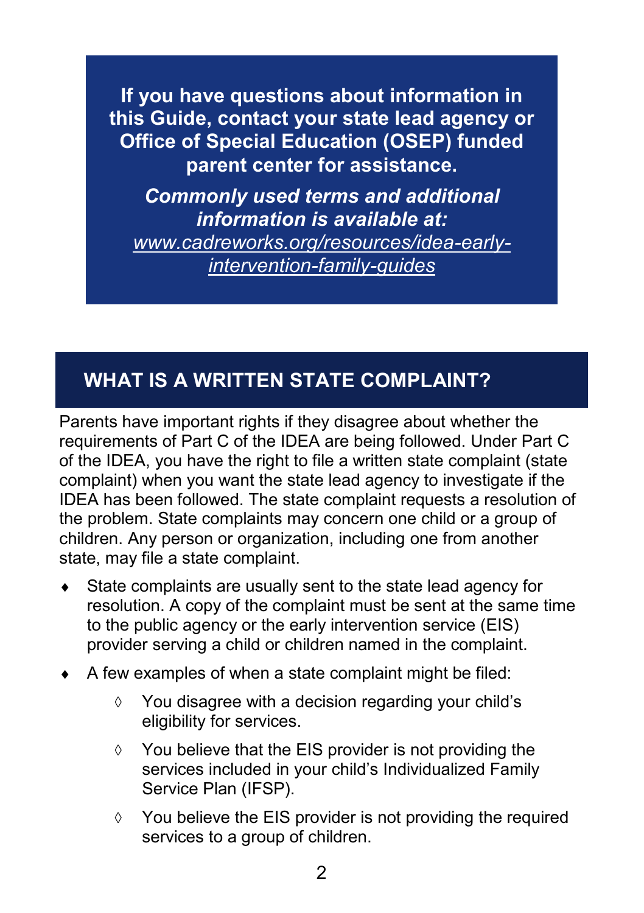**If you have questions about information in this Guide, contact your state lead agency or Office of Special Education (OSEP) funded parent center for assistance.**

***Commonly used terms and additional information is available at:***
*www.cadreworks.org/resources/idea-early-intervention-family-guides*

## WHAT IS A WRITTEN STATE COMPLAINT?

Parents have important rights if they disagree about whether the requirements of Part C of the IDEA are being followed. Under Part C of the IDEA, you have the right to file a written state complaint (state complaint) when you want the state lead agency to investigate if the IDEA has been followed. The state complaint requests a resolution of the problem. State complaints may concern one child or a group of children. Any person or organization, including one from another state, may file a state complaint.

- State complaints are usually sent to the state lead agency for resolution. A copy of the complaint must be sent at the same time to the public agency or the early intervention service (EIS) provider serving a child or children named in the complaint.
- A few examples of when a state complaint might be filed:
  - You disagree with a decision regarding your child's eligibility for services.
  - You believe that the EIS provider is not providing the services included in your child's Individualized Family Service Plan (IFSP).
  - You believe the EIS provider is not providing the required services to a group of children.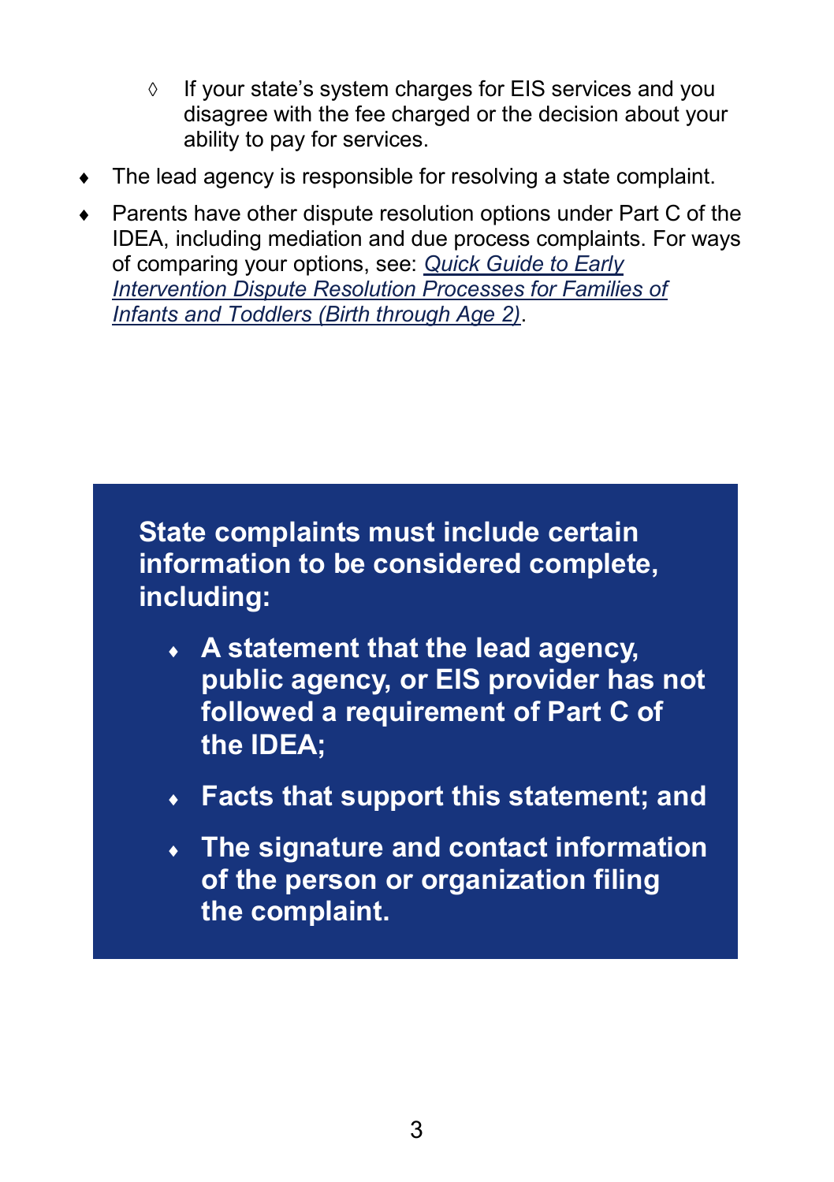- If your state's system charges for EIS services and you disagree with the fee charged or the decision about your ability to pay for services.

- The lead agency is responsible for resolving a state complaint.
- Parents have other dispute resolution options under Part C of the IDEA, including mediation and due process complaints. For ways of comparing your options, see: *Quick Guide to Early Intervention Dispute Resolution Processes for Families of Infants and Toddlers (Birth through Age 2)*.

**State complaints must include certain information to be considered complete, including:**

- **A statement that the lead agency, public agency, or EIS provider has not followed a requirement of Part C of the IDEA;**
- **Facts that support this statement; and**
- **The signature and contact information of the person or organization filing the complaint.**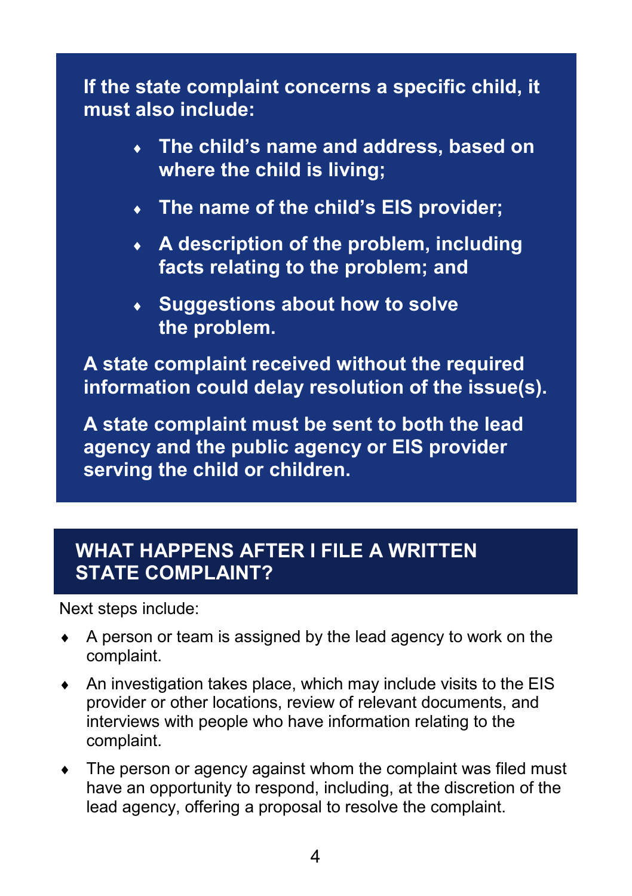**If the state complaint concerns a specific child, it must also include:**

- **The child's name and address, based on where the child is living;**
- **The name of the child's EIS provider;**
- **A description of the problem, including facts relating to the problem; and**
- **Suggestions about how to solve the problem.**

**A state complaint received without the required information could delay resolution of the issue(s).**

**A state complaint must be sent to both the lead agency and the public agency or EIS provider serving the child or children.**

## WHAT HAPPENS AFTER I FILE A WRITTEN STATE COMPLAINT?

Next steps include:

- A person or team is assigned by the lead agency to work on the complaint.
- An investigation takes place, which may include visits to the EIS provider or other locations, review of relevant documents, and interviews with people who have information relating to the complaint.
- The person or agency against whom the complaint was filed must have an opportunity to respond, including, at the discretion of the lead agency, offering a proposal to resolve the complaint.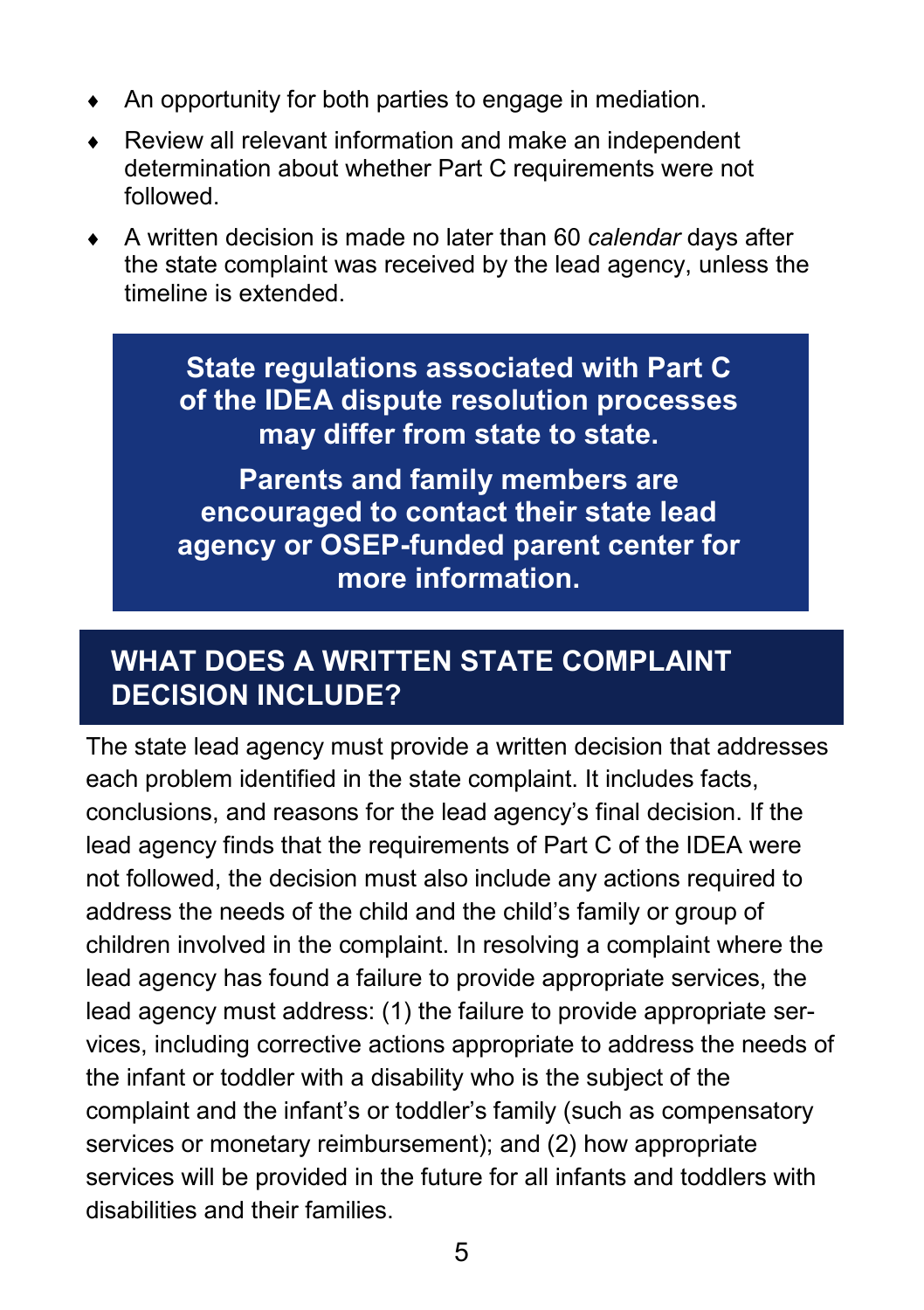- An opportunity for both parties to engage in mediation.
- Review all relevant information and make an independent determination about whether Part C requirements were not followed.
- A written decision is made no later than 60 *calendar* days after the state complaint was received by the lead agency, unless the timeline is extended.

> **State regulations associated with Part C of the IDEA dispute resolution processes may differ from state to state.**
>
> **Parents and family members are encouraged to contact their state lead agency or OSEP-funded parent center for more information.**

## WHAT DOES A WRITTEN STATE COMPLAINT DECISION INCLUDE?

The state lead agency must provide a written decision that addresses each problem identified in the state complaint. It includes facts, conclusions, and reasons for the lead agency's final decision. If the lead agency finds that the requirements of Part C of the IDEA were not followed, the decision must also include any actions required to address the needs of the child and the child's family or group of children involved in the complaint. In resolving a complaint where the lead agency has found a failure to provide appropriate services, the lead agency must address: (1) the failure to provide appropriate services, including corrective actions appropriate to address the needs of the infant or toddler with a disability who is the subject of the complaint and the infant's or toddler's family (such as compensatory services or monetary reimbursement); and (2) how appropriate services will be provided in the future for all infants and toddlers with disabilities and their families.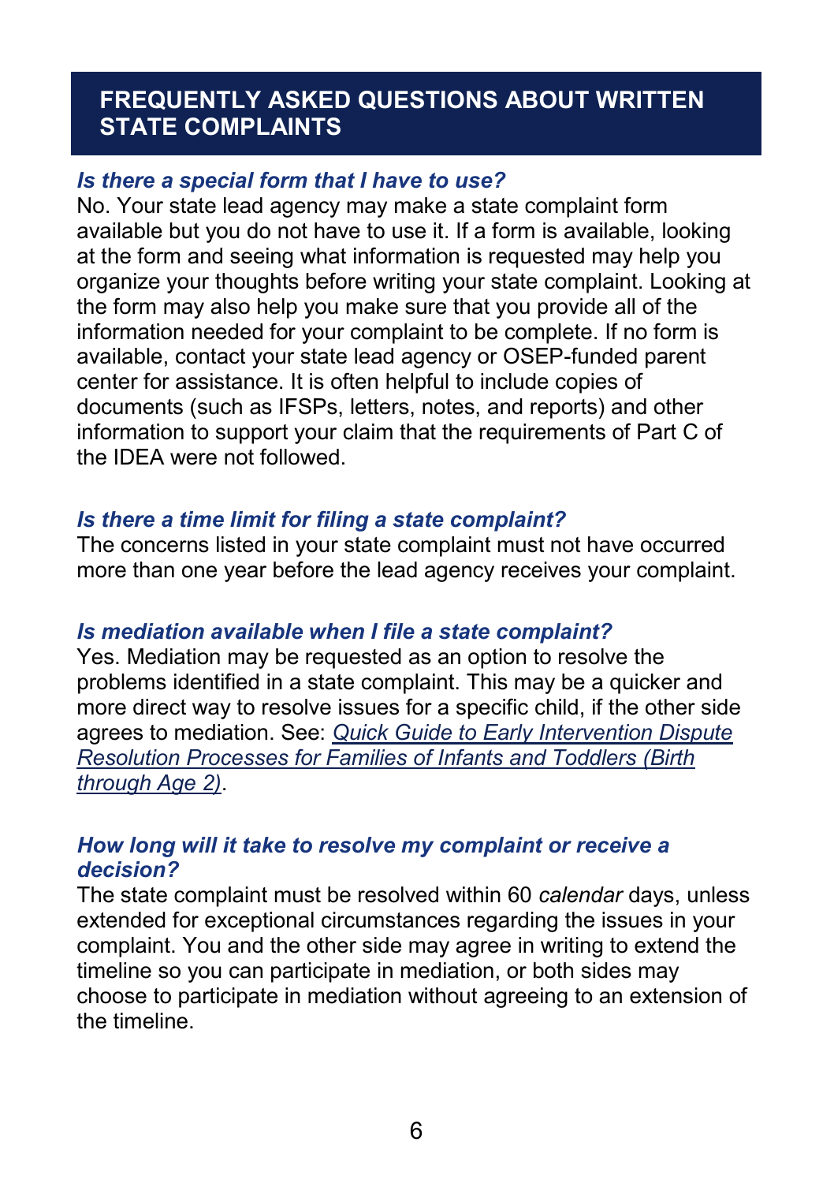## FREQUENTLY ASKED QUESTIONS ABOUT WRITTEN STATE COMPLAINTS

***Is there a special form that I have to use?***

No. Your state lead agency may make a state complaint form available but you do not have to use it. If a form is available, looking at the form and seeing what information is requested may help you organize your thoughts before writing your state complaint. Looking at the form may also help you make sure that you provide all of the information needed for your complaint to be complete. If no form is available, contact your state lead agency or OSEP-funded parent center for assistance. It is often helpful to include copies of documents (such as IFSPs, letters, notes, and reports) and other information to support your claim that the requirements of Part C of the IDEA were not followed.

***Is there a time limit for filing a state complaint?***

The concerns listed in your state complaint must not have occurred more than one year before the lead agency receives your complaint.

***Is mediation available when I file a state complaint?***

Yes. Mediation may be requested as an option to resolve the problems identified in a state complaint. This may be a quicker and more direct way to resolve issues for a specific child, if the other side agrees to mediation. See: *Quick Guide to Early Intervention Dispute Resolution Processes for Families of Infants and Toddlers (Birth through Age 2)*.

***How long will it take to resolve my complaint or receive a decision?***

The state complaint must be resolved within 60 *calendar* days, unless extended for exceptional circumstances regarding the issues in your complaint. You and the other side may agree in writing to extend the timeline so you can participate in mediation, or both sides may choose to participate in mediation without agreeing to an extension of the timeline.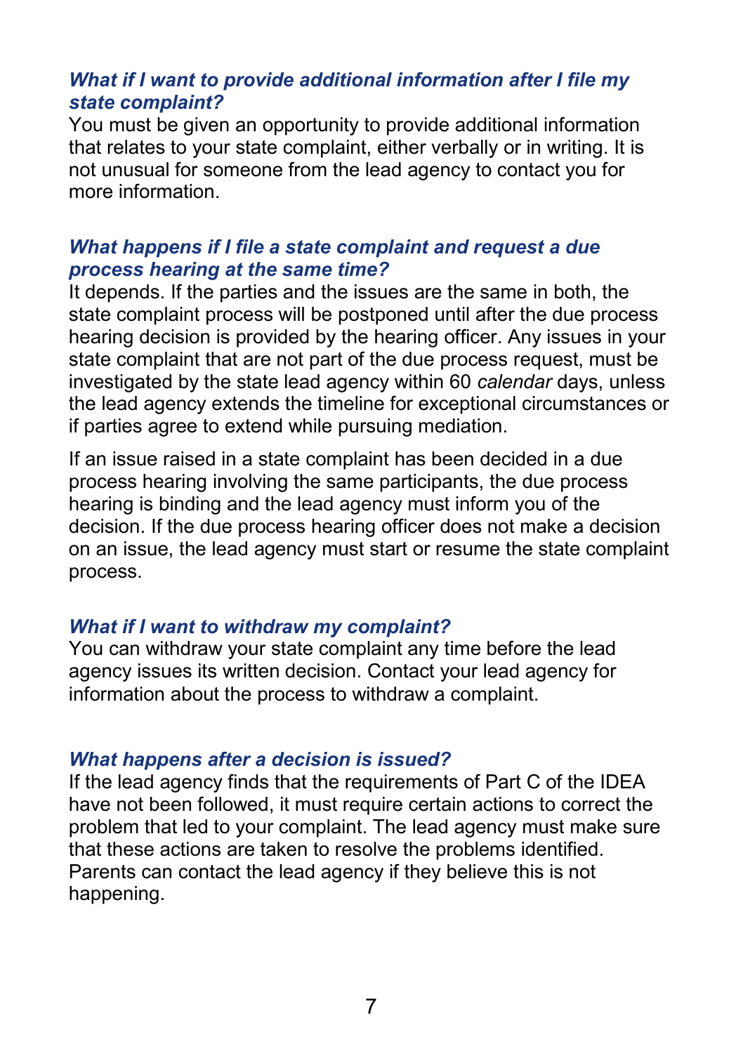### *What if I want to provide additional information after I file my state complaint?*

You must be given an opportunity to provide additional information that relates to your state complaint, either verbally or in writing. It is not unusual for someone from the lead agency to contact you for more information.

### *What happens if I file a state complaint and request a due process hearing at the same time?*

It depends. If the parties and the issues are the same in both, the state complaint process will be postponed until after the due process hearing decision is provided by the hearing officer. Any issues in your state complaint that are not part of the due process request, must be investigated by the state lead agency within 60 *calendar* days, unless the lead agency extends the timeline for exceptional circumstances or if parties agree to extend while pursuing mediation.

If an issue raised in a state complaint has been decided in a due process hearing involving the same participants, the due process hearing is binding and the lead agency must inform you of the decision. If the due process hearing officer does not make a decision on an issue, the lead agency must start or resume the state complaint process.

### *What if I want to withdraw my complaint?*

You can withdraw your state complaint any time before the lead agency issues its written decision. Contact your lead agency for information about the process to withdraw a complaint.

### *What happens after a decision is issued?*

If the lead agency finds that the requirements of Part C of the IDEA have not been followed, it must require certain actions to correct the problem that led to your complaint. The lead agency must make sure that these actions are taken to resolve the problems identified. Parents can contact the lead agency if they believe this is not happening.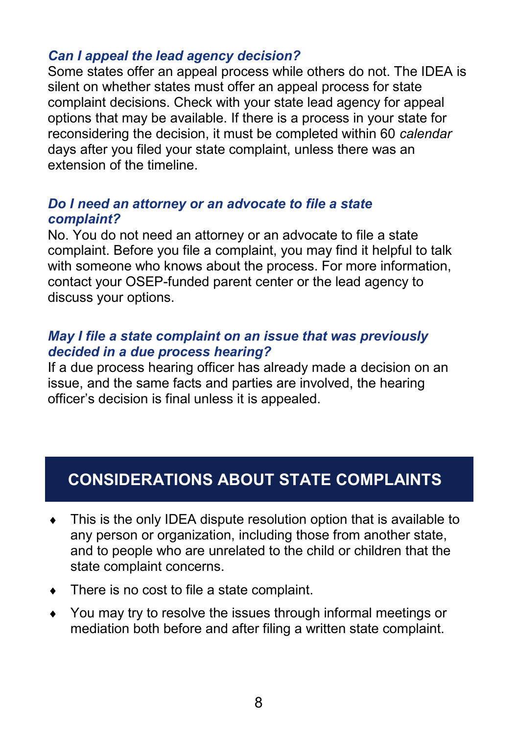### *Can I appeal the lead agency decision?*

Some states offer an appeal process while others do not. The IDEA is silent on whether states must offer an appeal process for state complaint decisions. Check with your state lead agency for appeal options that may be available. If there is a process in your state for reconsidering the decision, it must be completed within 60 *calendar* days after you filed your state complaint, unless there was an extension of the timeline.

### *Do I need an attorney or an advocate to file a state complaint?*

No. You do not need an attorney or an advocate to file a state complaint. Before you file a complaint, you may find it helpful to talk with someone who knows about the process. For more information, contact your OSEP-funded parent center or the lead agency to discuss your options.

### *May I file a state complaint on an issue that was previously decided in a due process hearing?*

If a due process hearing officer has already made a decision on an issue, and the same facts and parties are involved, the hearing officer's decision is final unless it is appealed.

## CONSIDERATIONS ABOUT STATE COMPLAINTS

- This is the only IDEA dispute resolution option that is available to any person or organization, including those from another state, and to people who are unrelated to the child or children that the state complaint concerns.
- There is no cost to file a state complaint.
- You may try to resolve the issues through informal meetings or mediation both before and after filing a written state complaint.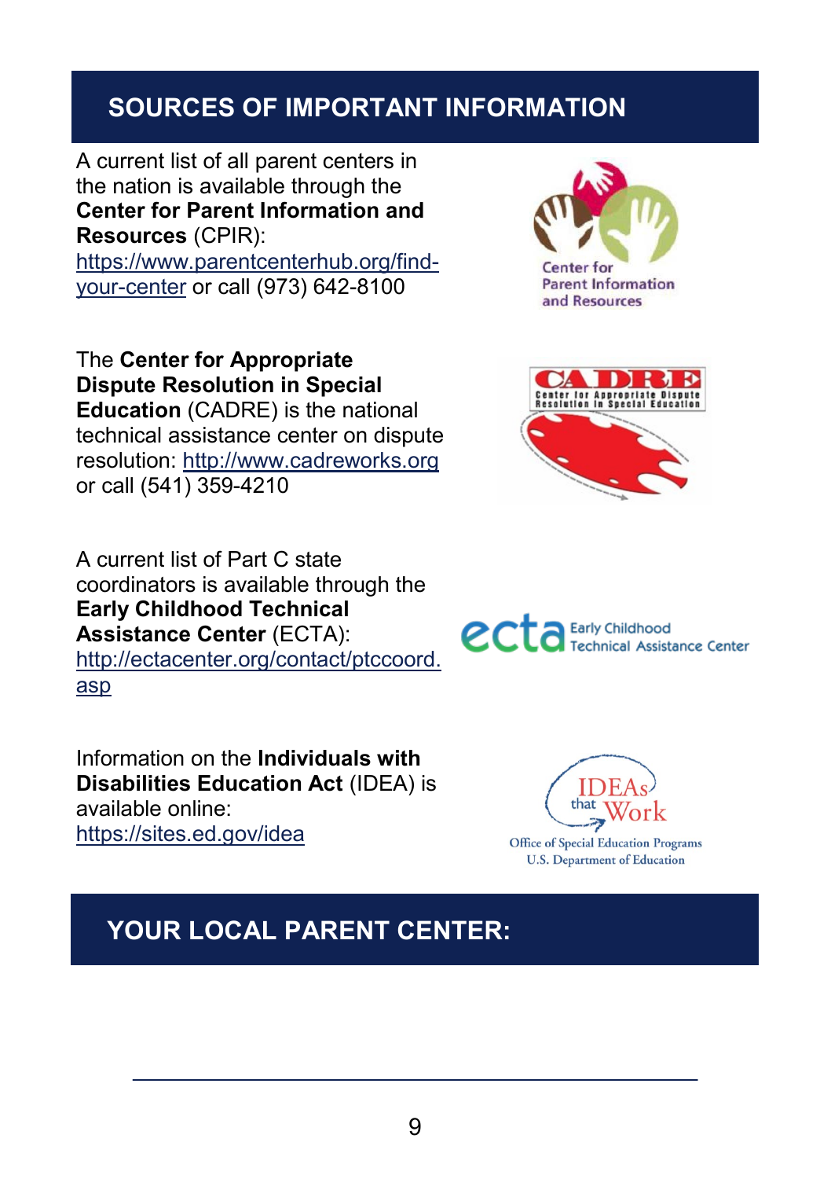## SOURCES OF IMPORTANT INFORMATION

A current list of all parent centers in the nation is available through the **Center for Parent Information and Resources** (CPIR): https://www.parentcenterhub.org/find-your-center or call (973) 642-8100

The **Center for Appropriate Dispute Resolution in Special Education** (CADRE) is the national technical assistance center on dispute resolution: http://www.cadreworks.org or call (541) 359-4210

A current list of Part C state coordinators is available through the **Early Childhood Technical Assistance Center** (ECTA): http://ectacenter.org/contact/ptccoord.asp

Information on the **Individuals with Disabilities Education Act** (IDEA) is available online: https://sites.ed.gov/idea

## YOUR LOCAL PARENT CENTER: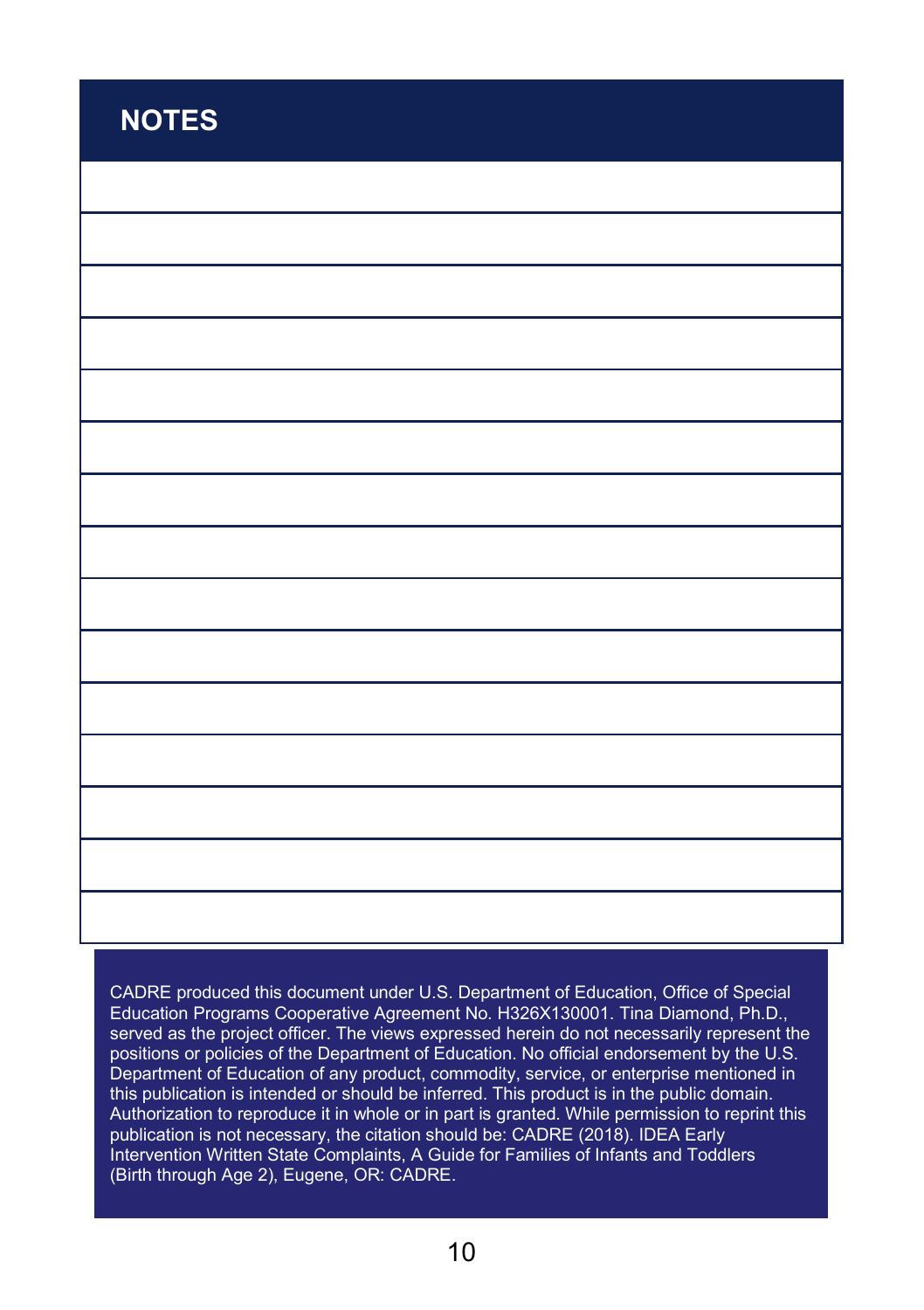## NOTES

CADRE produced this document under U.S. Department of Education, Office of Special Education Programs Cooperative Agreement No. H326X130001. Tina Diamond, Ph.D., served as the project officer. The views expressed herein do not necessarily represent the positions or policies of the Department of Education. No official endorsement by the U.S. Department of Education of any product, commodity, service, or enterprise mentioned in this publication is intended or should be inferred. This product is in the public domain. Authorization to reproduce it in whole or in part is granted. While permission to reprint this publication is not necessary, the citation should be: CADRE (2018). IDEA Early Intervention Written State Complaints, A Guide for Families of Infants and Toddlers (Birth through Age 2), Eugene, OR: CADRE.